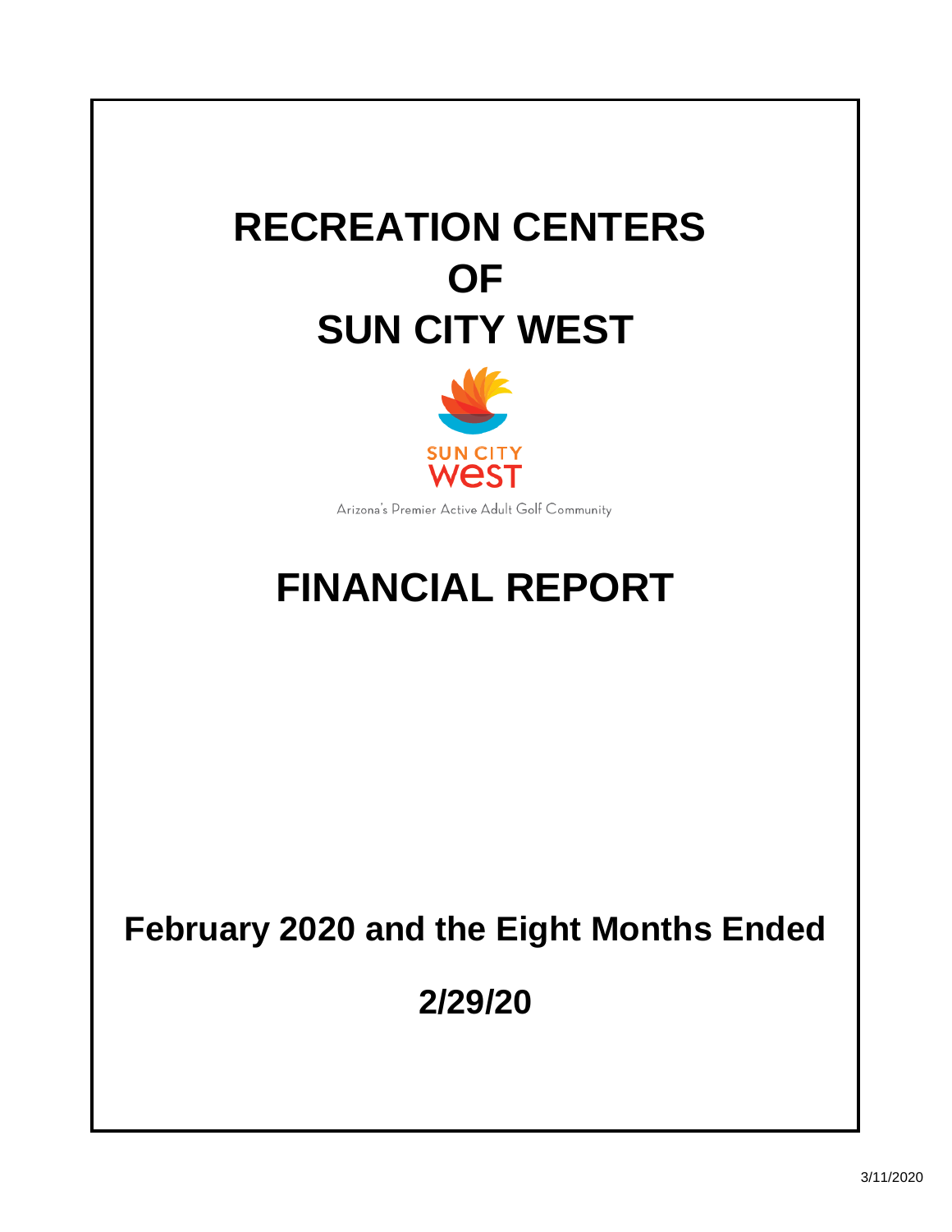# RECREATION CENTERS OF SUN CITY WEST

SUN CITY WEST

Arizona's Premier Active Adult Golf Community

# FINANCIAL REPORT

## February 2020 and the Eight Months Ended

## 2/29/20

3/11/2020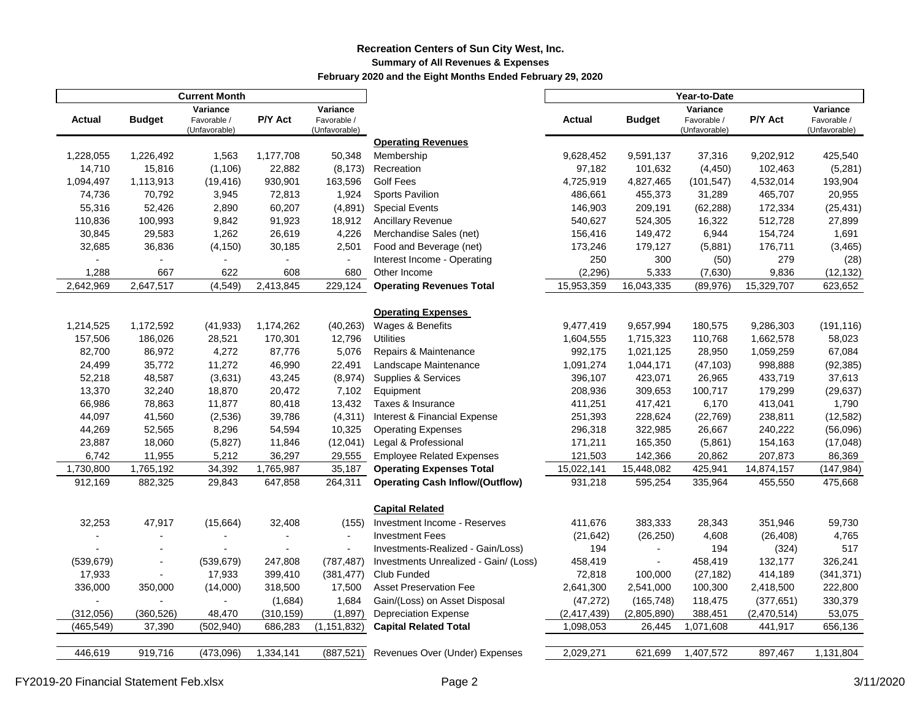# Recreation Centers of Sun City West, Inc.

## Summary of All Revenues & Expenses

### February 2020 and the Eight Months Ended February 29, 2020

| Current Month | | | | | | Year-to-Date | | | | |
|---|---|---|---|---|---|---|---|---|---|---|
| Actual | Budget | Variance Favorable / (Unfavorable) | P/Y Act | Variance Favorable / (Unfavorable) | | Actual | Budget | Variance Favorable / (Unfavorable) | P/Y Act | Variance Favorable / (Unfavorable) |
| | | | | | **Operating Revenues** | | | | | |
| 1,228,055 | 1,226,492 | 1,563 | 1,177,708 | 50,348 | Membership | 9,628,452 | 9,591,137 | 37,316 | 9,202,912 | 425,540 |
| 14,710 | 15,816 | (1,106) | 22,882 | (8,173) | Recreation | 97,182 | 101,632 | (4,450) | 102,463 | (5,281) |
| 1,094,497 | 1,113,913 | (19,416) | 930,901 | 163,596 | Golf Fees | 4,725,919 | 4,827,465 | (101,547) | 4,532,014 | 193,904 |
| 74,736 | 70,792 | 3,945 | 72,813 | 1,924 | Sports Pavilion | 486,661 | 455,373 | 31,289 | 465,707 | 20,955 |
| 55,316 | 52,426 | 2,890 | 60,207 | (4,891) | Special Events | 146,903 | 209,191 | (62,288) | 172,334 | (25,431) |
| 110,836 | 100,993 | 9,842 | 91,923 | 18,912 | Ancillary Revenue | 540,627 | 524,305 | 16,322 | 512,728 | 27,899 |
| 30,845 | 29,583 | 1,262 | 26,619 | 4,226 | Merchandise Sales (net) | 156,416 | 149,472 | 6,944 | 154,724 | 1,691 |
| 32,685 | 36,836 | (4,150) | 30,185 | 2,501 | Food and Beverage (net) | 173,246 | 179,127 | (5,881) | 176,711 | (3,465) |
| - | - | - | - | - | Interest Income - Operating | 250 | 300 | (50) | 279 | (28) |
| 1,288 | 667 | 622 | 608 | 680 | Other Income | (2,296) | 5,333 | (7,630) | 9,836 | (12,132) |
| 2,642,969 | 2,647,517 | (4,549) | 2,413,845 | 229,124 | **Operating Revenues Total** | 15,953,359 | 16,043,335 | (89,976) | 15,329,707 | 623,652 |
| | | | | | **Operating Expenses** | | | | | |
| 1,214,525 | 1,172,592 | (41,933) | 1,174,262 | (40,263) | Wages & Benefits | 9,477,419 | 9,657,994 | 180,575 | 9,286,303 | (191,116) |
| 157,506 | 186,026 | 28,521 | 170,301 | 12,796 | Utilities | 1,604,555 | 1,715,323 | 110,768 | 1,662,578 | 58,023 |
| 82,700 | 86,972 | 4,272 | 87,776 | 5,076 | Repairs & Maintenance | 992,175 | 1,021,125 | 28,950 | 1,059,259 | 67,084 |
| 24,499 | 35,772 | 11,272 | 46,990 | 22,491 | Landscape Maintenance | 1,091,274 | 1,044,171 | (47,103) | 998,888 | (92,385) |
| 52,218 | 48,587 | (3,631) | 43,245 | (8,974) | Supplies & Services | 396,107 | 423,071 | 26,965 | 433,719 | 37,613 |
| 13,370 | 32,240 | 18,870 | 20,472 | 7,102 | Equipment | 208,936 | 309,653 | 100,717 | 179,299 | (29,637) |
| 66,986 | 78,863 | 11,877 | 80,418 | 13,432 | Taxes & Insurance | 411,251 | 417,421 | 6,170 | 413,041 | 1,790 |
| 44,097 | 41,560 | (2,536) | 39,786 | (4,311) | Interest & Financial Expense | 251,393 | 228,624 | (22,769) | 238,811 | (12,582) |
| 44,269 | 52,565 | 8,296 | 54,594 | 10,325 | Operating Expenses | 296,318 | 322,985 | 26,667 | 240,222 | (56,096) |
| 23,887 | 18,060 | (5,827) | 11,846 | (12,041) | Legal & Professional | 171,211 | 165,350 | (5,861) | 154,163 | (17,048) |
| 6,742 | 11,955 | 5,212 | 36,297 | 29,555 | Employee Related Expenses | 121,503 | 142,366 | 20,862 | 207,873 | 86,369 |
| 1,730,800 | 1,765,192 | 34,392 | 1,765,987 | 35,187 | **Operating Expenses Total** | 15,022,141 | 15,448,082 | 425,941 | 14,874,157 | (147,984) |
| 912,169 | 882,325 | 29,843 | 647,858 | 264,311 | **Operating Cash Inflow/(Outflow)** | 931,218 | 595,254 | 335,964 | 455,550 | 475,668 |
| | | | | | **Capital Related** | | | | | |
| 32,253 | 47,917 | (15,664) | 32,408 | (155) | Investment Income - Reserves | 411,676 | 383,333 | 28,343 | 351,946 | 59,730 |
| - | - | - | - | - | Investment Fees | (21,642) | (26,250) | 4,608 | (26,408) | 4,765 |
| - | - | - | - | - | Investments-Realized - Gain/Loss) | 194 | - | 194 | (324) | 517 |
| (539,679) | - | (539,679) | 247,808 | (787,487) | Investments Unrealized - Gain/ (Loss) | 458,419 | - | 458,419 | 132,177 | 326,241 |
| 17,933 | - | 17,933 | 399,410 | (381,477) | Club Funded | 72,818 | 100,000 | (27,182) | 414,189 | (341,371) |
| 336,000 | 350,000 | (14,000) | 318,500 | 17,500 | Asset Preservation Fee | 2,641,300 | 2,541,000 | 100,300 | 2,418,500 | 222,800 |
| - | - | - | (1,684) | 1,684 | Gain/(Loss) on Asset Disposal | (47,272) | (165,748) | 118,475 | (377,651) | 330,379 |
| (312,056) | (360,526) | 48,470 | (310,159) | (1,897) | Depreciation Expense | (2,417,439) | (2,805,890) | 388,451 | (2,470,514) | 53,075 |
| (465,549) | 37,390 | (502,940) | 686,283 | (1,151,832) | **Capital Related Total** | 1,098,053 | 26,445 | 1,071,608 | 441,917 | 656,136 |
| 446,619 | 919,716 | (473,096) | 1,334,141 | (887,521) | Revenues Over (Under) Expenses | 2,029,271 | 621,699 | 1,407,572 | 897,467 | 1,131,804 |

FY2019-20 Financial Statement Feb.xlsx — 3/11/2020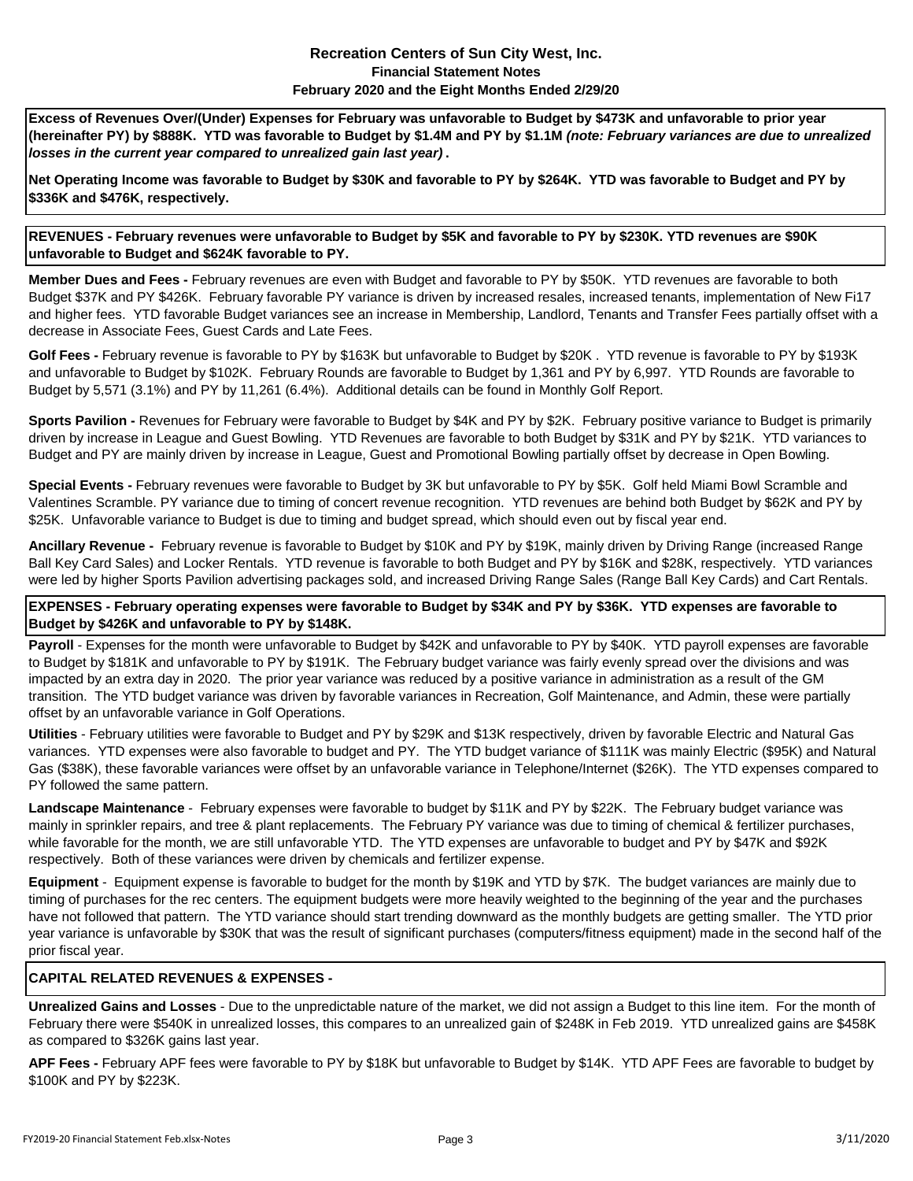### Recreation Centers of Sun City West, Inc.
### Financial Statement Notes
### February 2020 and the Eight Months Ended 2/29/20

**Excess of Revenues Over/(Under) Expenses for February was unfavorable to Budget by $473K and unfavorable to prior year (hereinafter PY) by $888K. YTD was favorable to Budget by $1.4M and PY by $1.1M *(note: February variances are due to unrealized losses in the current year compared to unrealized gain last year)*.**

**Net Operating Income was favorable to Budget by $30K and favorable to PY by $264K. YTD was favorable to Budget and PY by $336K and $476K, respectively.**

**REVENUES - February revenues were unfavorable to Budget by $5K and favorable to PY by $230K. YTD revenues are $90K unfavorable to Budget and $624K favorable to PY.**

**Member Dues and Fees -** February revenues are even with Budget and favorable to PY by $50K. YTD revenues are favorable to both Budget $37K and PY $426K. February favorable PY variance is driven by increased resales, increased tenants, implementation of New Fi17 and higher fees. YTD favorable Budget variances see an increase in Membership, Landlord, Tenants and Transfer Fees partially offset with a decrease in Associate Fees, Guest Cards and Late Fees.

**Golf Fees -** February revenue is favorable to PY by $163K but unfavorable to Budget by $20K . YTD revenue is favorable to PY by $193K and unfavorable to Budget by $102K. February Rounds are favorable to Budget by 1,361 and PY by 6,997. YTD Rounds are favorable to Budget by 5,571 (3.1%) and PY by 11,261 (6.4%). Additional details can be found in Monthly Golf Report.

**Sports Pavilion -** Revenues for February were favorable to Budget by $4K and PY by $2K. February positive variance to Budget is primarily driven by increase in League and Guest Bowling. YTD Revenues are favorable to both Budget by $31K and PY by $21K. YTD variances to Budget and PY are mainly driven by increase in League, Guest and Promotional Bowling partially offset by decrease in Open Bowling.

**Special Events -** February revenues were favorable to Budget by 3K but unfavorable to PY by $5K. Golf held Miami Bowl Scramble and Valentines Scramble. PY variance due to timing of concert revenue recognition. YTD revenues are behind both Budget by $62K and PY by $25K. Unfavorable variance to Budget is due to timing and budget spread, which should even out by fiscal year end.

**Ancillary Revenue -** February revenue is favorable to Budget by $10K and PY by $19K, mainly driven by Driving Range (increased Range Ball Key Card Sales) and Locker Rentals. YTD revenue is favorable to both Budget and PY by $16K and $28K, respectively. YTD variances were led by higher Sports Pavilion advertising packages sold, and increased Driving Range Sales (Range Ball Key Cards) and Cart Rentals.

**EXPENSES - February operating expenses were favorable to Budget by $34K and PY by $36K. YTD expenses are favorable to Budget by $426K and unfavorable to PY by $148K.**

**Payroll** - Expenses for the month were unfavorable to Budget by $42K and unfavorable to PY by $40K. YTD payroll expenses are favorable to Budget by $181K and unfavorable to PY by $191K. The February budget variance was fairly evenly spread over the divisions and was impacted by an extra day in 2020. The prior year variance was reduced by a positive variance in administration as a result of the GM transition. The YTD budget variance was driven by favorable variances in Recreation, Golf Maintenance, and Admin, these were partially offset by an unfavorable variance in Golf Operations.

**Utilities** - February utilities were favorable to Budget and PY by $29K and $13K respectively, driven by favorable Electric and Natural Gas variances. YTD expenses were also favorable to budget and PY. The YTD budget variance of $111K was mainly Electric ($95K) and Natural Gas ($38K), these favorable variances were offset by an unfavorable variance in Telephone/Internet ($26K). The YTD expenses compared to PY followed the same pattern.

**Landscape Maintenance** - February expenses were favorable to budget by $11K and PY by $22K. The February budget variance was mainly in sprinkler repairs, and tree & plant replacements. The February PY variance was due to timing of chemical & fertilizer purchases, while favorable for the month, we are still unfavorable YTD. The YTD expenses are unfavorable to budget and PY by $47K and $92K respectively. Both of these variances were driven by chemicals and fertilizer expense.

**Equipment** - Equipment expense is favorable to budget for the month by $19K and YTD by $7K. The budget variances are mainly due to timing of purchases for the rec centers. The equipment budgets were more heavily weighted to the beginning of the year and the purchases have not followed that pattern. The YTD variance should start trending downward as the monthly budgets are getting smaller. The YTD prior year variance is unfavorable by $30K that was the result of significant purchases (computers/fitness equipment) made in the second half of the prior fiscal year.

**CAPITAL RELATED REVENUES & EXPENSES -**

**Unrealized Gains and Losses** - Due to the unpredictable nature of the market, we did not assign a Budget to this line item. For the month of February there were $540K in unrealized losses, this compares to an unrealized gain of $248K in Feb 2019. YTD unrealized gains are $458K as compared to $326K gains last year.

**APF Fees -** February APF fees were favorable to PY by $18K but unfavorable to Budget by $14K. YTD APF Fees are favorable to budget by $100K and PY by $223K.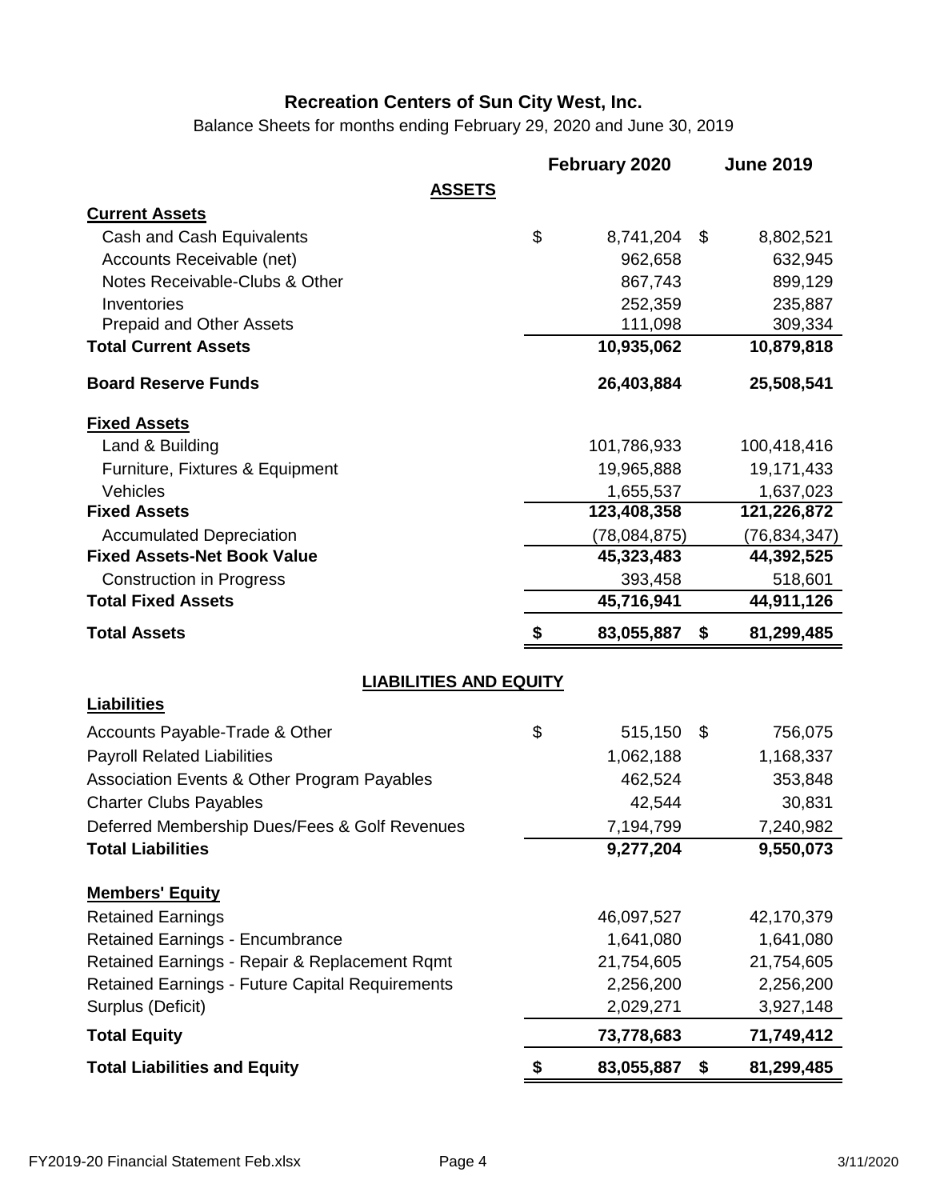# Recreation Centers of Sun City West, Inc.

Balance Sheets for months ending February 29, 2020 and June 30, 2019

| | February 2020 | June 2019 |
|---|---|---|
| **ASSETS** | | |
| **Current Assets** | | |
| Cash and Cash Equivalents | $ 8,741,204 | $ 8,802,521 |
| Accounts Receivable (net) | 962,658 | 632,945 |
| Notes Receivable-Clubs & Other | 867,743 | 899,129 |
| Inventories | 252,359 | 235,887 |
| Prepaid and Other Assets | 111,098 | 309,334 |
| **Total Current Assets** | **10,935,062** | **10,879,818** |
| **Board Reserve Funds** | **26,403,884** | **25,508,541** |
| **Fixed Assets** | | |
| Land & Building | 101,786,933 | 100,418,416 |
| Furniture, Fixtures & Equipment | 19,965,888 | 19,171,433 |
| Vehicles | 1,655,537 | 1,637,023 |
| **Fixed Assets** | **123,408,358** | **121,226,872** |
| Accumulated Depreciation | (78,084,875) | (76,834,347) |
| **Fixed Assets-Net Book Value** | **45,323,483** | **44,392,525** |
| Construction in Progress | 393,458 | 518,601 |
| **Total Fixed Assets** | **45,716,941** | **44,911,126** |
| **Total Assets** | **$ 83,055,887** | **$ 81,299,485** |
| **LIABILITIES AND EQUITY** | | |
| **Liabilities** | | |
| Accounts Payable-Trade & Other | $ 515,150 | $ 756,075 |
| Payroll Related Liabilities | 1,062,188 | 1,168,337 |
| Association Events & Other Program Payables | 462,524 | 353,848 |
| Charter Clubs Payables | 42,544 | 30,831 |
| Deferred Membership Dues/Fees & Golf Revenues | 7,194,799 | 7,240,982 |
| **Total Liabilities** | **9,277,204** | **9,550,073** |
| **Members' Equity** | | |
| Retained Earnings | 46,097,527 | 42,170,379 |
| Retained Earnings - Encumbrance | 1,641,080 | 1,641,080 |
| Retained Earnings - Repair & Replacement Rqmt | 21,754,605 | 21,754,605 |
| Retained Earnings - Future Capital Requirements | 2,256,200 | 2,256,200 |
| Surplus (Deficit) | 2,029,271 | 3,927,148 |
| **Total Equity** | **73,778,683** | **71,749,412** |
| **Total Liabilities and Equity** | **$ 83,055,887** | **$ 81,299,485** |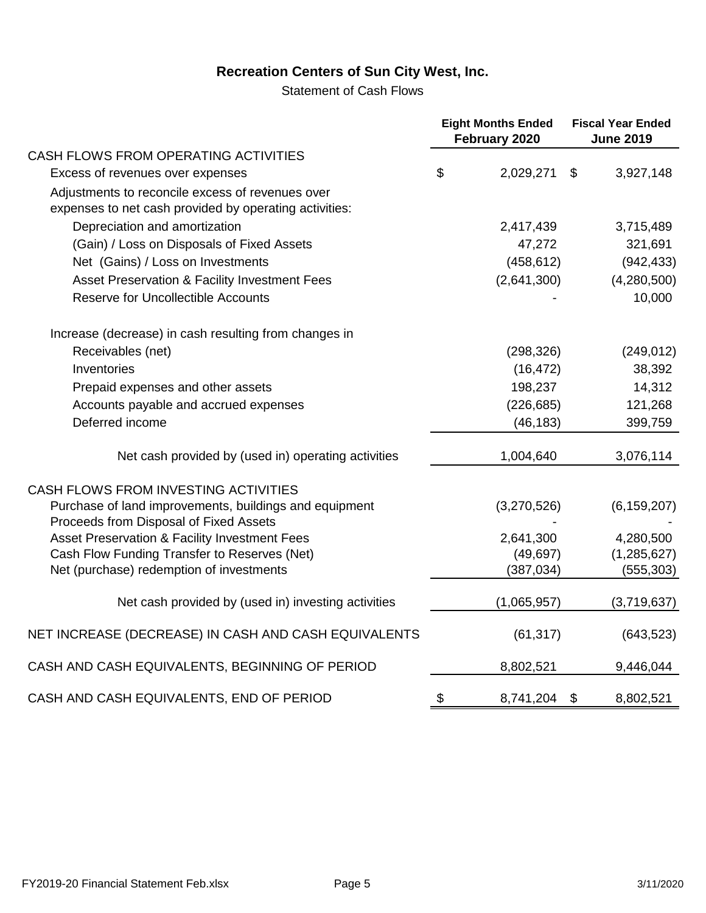# Recreation Centers of Sun City West, Inc.

Statement of Cash Flows

| | Eight Months Ended February 2020 | Fiscal Year Ended June 2019 |
|---|---|---|
| CASH FLOWS FROM OPERATING ACTIVITIES | | |
| Excess of revenues over expenses | $ 2,029,271 | $ 3,927,148 |
| Adjustments to reconcile excess of revenues over expenses to net cash provided by operating activities: | | |
| Depreciation and amortization | 2,417,439 | 3,715,489 |
| (Gain) / Loss on Disposals of Fixed Assets | 47,272 | 321,691 |
| Net (Gains) / Loss on Investments | (458,612) | (942,433) |
| Asset Preservation & Facility Investment Fees | (2,641,300) | (4,280,500) |
| Reserve for Uncollectible Accounts | - | 10,000 |
| Increase (decrease) in cash resulting from changes in | | |
| Receivables (net) | (298,326) | (249,012) |
| Inventories | (16,472) | 38,392 |
| Prepaid expenses and other assets | 198,237 | 14,312 |
| Accounts payable and accrued expenses | (226,685) | 121,268 |
| Deferred income | (46,183) | 399,759 |
| Net cash provided by (used in) operating activities | 1,004,640 | 3,076,114 |
| CASH FLOWS FROM INVESTING ACTIVITIES | | |
| Purchase of land improvements, buildings and equipment | (3,270,526) | (6,159,207) |
| Proceeds from Disposal of Fixed Assets | - | - |
| Asset Preservation & Facility Investment Fees | 2,641,300 | 4,280,500 |
| Cash Flow Funding Transfer to Reserves (Net) | (49,697) | (1,285,627) |
| Net (purchase) redemption of investments | (387,034) | (555,303) |
| Net cash provided by (used in) investing activities | (1,065,957) | (3,719,637) |
| NET INCREASE (DECREASE) IN CASH AND CASH EQUIVALENTS | (61,317) | (643,523) |
| CASH AND CASH EQUIVALENTS, BEGINNING OF PERIOD | 8,802,521 | 9,446,044 |
| CASH AND CASH EQUIVALENTS, END OF PERIOD | $ 8,741,204 | $ 8,802,521 |

FY2019-20 Financial Statement Feb.xlsx 3/11/2020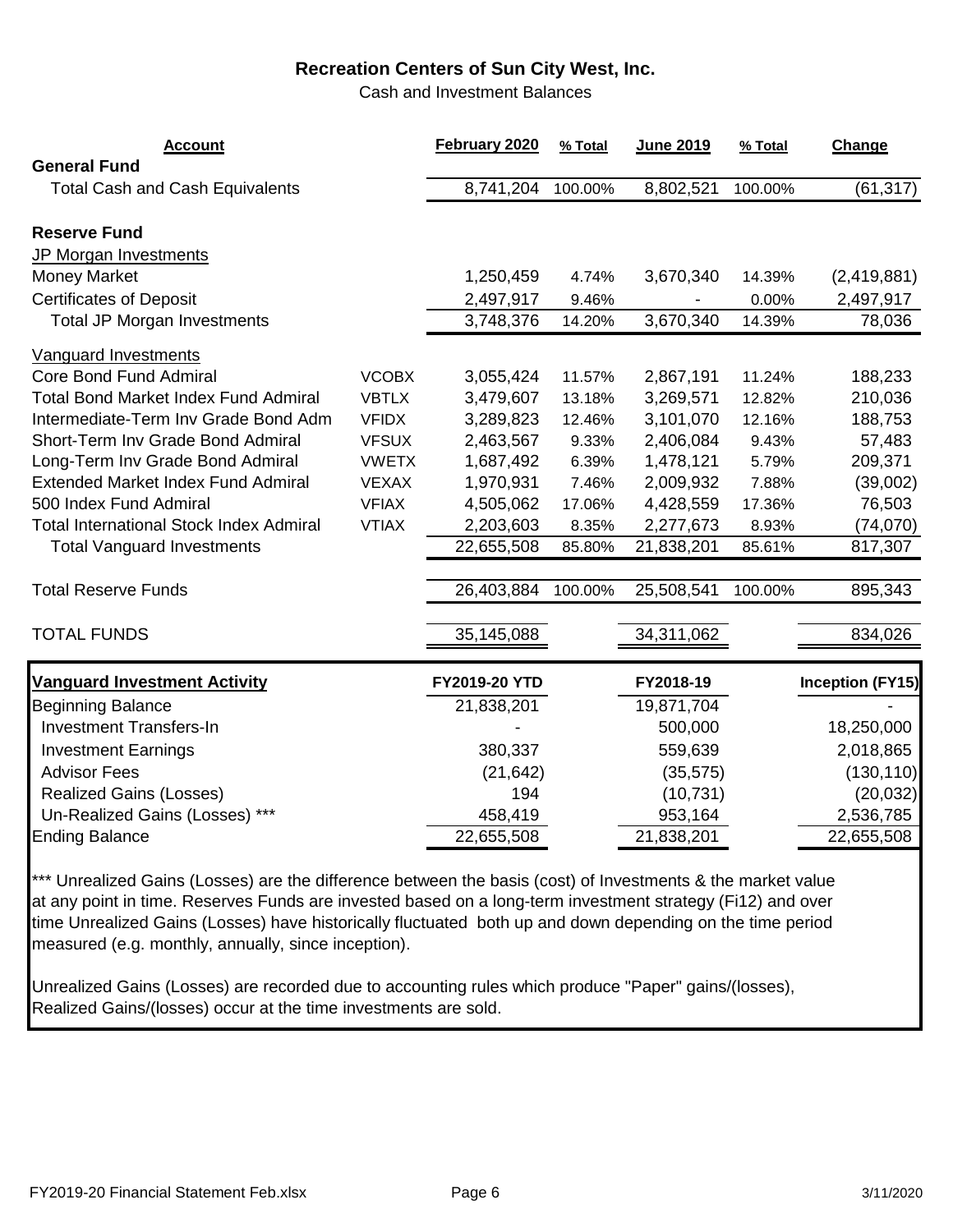## Recreation Centers of Sun City West, Inc.

Cash and Investment Balances

| Account | | February 2020 | % Total | June 2019 | % Total | Change |
|---|---|---|---|---|---|---|
| **General Fund** | | | | | | |
| Total Cash and Cash Equivalents | | 8,741,204 | 100.00% | 8,802,521 | 100.00% | (61,317) |
| | | | | | | |
| **Reserve Fund** | | | | | | |
| JP Morgan Investments | | | | | | |
| Money Market | | 1,250,459 | 4.74% | 3,670,340 | 14.39% | (2,419,881) |
| Certificates of Deposit | | 2,497,917 | 9.46% | - | 0.00% | 2,497,917 |
| Total JP Morgan Investments | | 3,748,376 | 14.20% | 3,670,340 | 14.39% | 78,036 |
| Vanguard Investments | | | | | | |
| Core Bond Fund Admiral | VCOBX | 3,055,424 | 11.57% | 2,867,191 | 11.24% | 188,233 |
| Total Bond Market Index Fund Admiral | VBTLX | 3,479,607 | 13.18% | 3,269,571 | 12.82% | 210,036 |
| Intermediate-Term Inv Grade Bond Adm | VFIDX | 3,289,823 | 12.46% | 3,101,070 | 12.16% | 188,753 |
| Short-Term Inv Grade Bond Admiral | VFSUX | 2,463,567 | 9.33% | 2,406,084 | 9.43% | 57,483 |
| Long-Term Inv Grade Bond Admiral | VWETX | 1,687,492 | 6.39% | 1,478,121 | 5.79% | 209,371 |
| Extended Market Index Fund Admiral | VEXAX | 1,970,931 | 7.46% | 2,009,932 | 7.88% | (39,002) |
| 500 Index Fund Admiral | VFIAX | 4,505,062 | 17.06% | 4,428,559 | 17.36% | 76,503 |
| Total International Stock Index Admiral | VTIAX | 2,203,603 | 8.35% | 2,277,673 | 8.93% | (74,070) |
| Total Vanguard Investments | | 22,655,508 | 85.80% | 21,838,201 | 85.61% | 817,307 |
| | | | | | | |
| Total Reserve Funds | | 26,403,884 | 100.00% | 25,508,541 | 100.00% | 895,343 |
| | | | | | | |
| TOTAL FUNDS | | 35,145,088 | | 34,311,062 | | 834,026 |

| Vanguard Investment Activity | FY2019-20 YTD | FY2018-19 | Inception (FY15) |
|---|---|---|---|
| Beginning Balance | 21,838,201 | 19,871,704 | - |
| Investment Transfers-In | - | 500,000 | 18,250,000 |
| Investment Earnings | 380,337 | 559,639 | 2,018,865 |
| Advisor Fees | (21,642) | (35,575) | (130,110) |
| Realized Gains (Losses) | 194 | (10,731) | (20,032) |
| Un-Realized Gains (Losses) *** | 458,419 | 953,164 | 2,536,785 |
| Ending Balance | 22,655,508 | 21,838,201 | 22,655,508 |

*** Unrealized Gains (Losses) are the difference between the basis (cost) of Investments & the market value at any point in time. Reserves Funds are invested based on a long-term investment strategy (Fi12) and over time Unrealized Gains (Losses) have historically fluctuated both up and down depending on the time period measured (e.g. monthly, annually, since inception).

Unrealized Gains (Losses) are recorded due to accounting rules which produce "Paper" gains/(losses), Realized Gains/(losses) occur at the time investments are sold.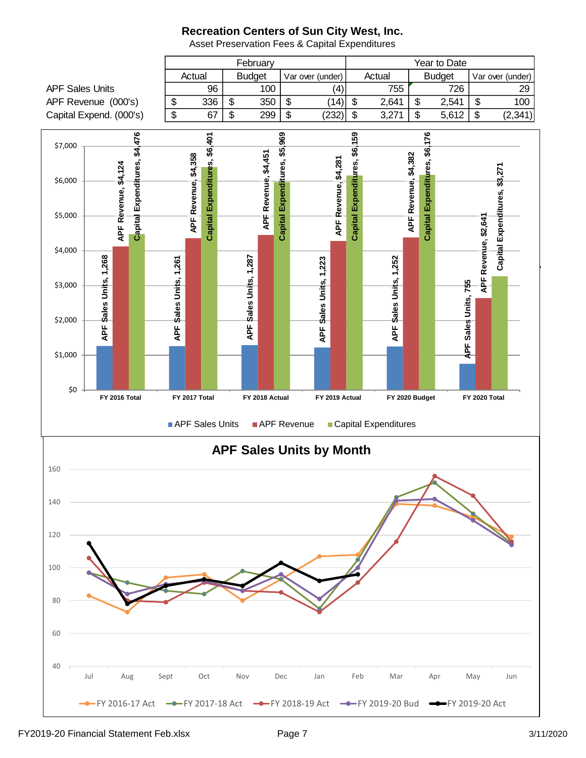# Recreation Centers of Sun City West, Inc.

Asset Preservation Fees & Capital Expenditures

| | February | | | Year to Date | | |
|---|---|---|---|---|---|---|
| | Actual | Budget | Var over (under) | Actual | Budget | Var over (under) |
| APF Sales Units | 96 | 100 | (4) | 755 | 726 | 29 |
| APF Revenue (000's) | $ 336 | $ 350 | $ (14) | $ 2,641 | $ 2,541 | $ 100 |
| Capital Expend. (000's) | $ 67 | $ 299 | $ (232) | $ 3,271 | $ 5,612 | $ (2,341) |

| | APF Sales Units | APF Revenue | Capital Expenditures |
|---|---|---|---|
| FY 2016 Total | 1,268 | $4,124 | $4,476 |
| FY 2017 Total | 1,261 | $4,358 | $6,401 |
| FY 2018 Actual | 1,287 | $4,451 | $5,969 |
| FY 2019 Actual | 1,223 | $4,281 | $6,159 |
| FY 2020 Budget | 1,252 | $4,382 | $6,176 |
| FY 2020 Total | 755 | $2,641 | $3,271 |

## APF Sales Units by Month

Series: FY 2016-17 Act, FY 2017-18 Act, FY 2018-19 Act, FY 2019-20 Bud, FY 2019-20 Act

Months: Jul, Aug, Sept, Oct, Nov, Dec, Jan, Feb, Mar, Apr, May, Jun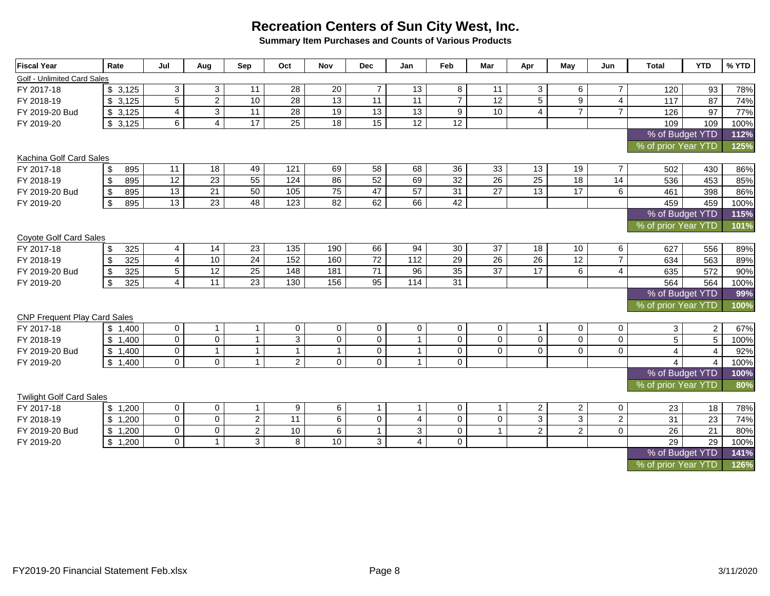# Recreation Centers of Sun City West, Inc.

**Summary Item Purchases and Counts of Various Products**

| Fiscal Year | Rate | Jul | Aug | Sep | Oct | Nov | Dec | Jan | Feb | Mar | Apr | May | Jun | Total | YTD | % YTD |
|---|---|---|---|---|---|---|---|---|---|---|---|---|---|---|---|---|
| Golf - Unlimited Card Sales | | | | | | | | | | | | | | | | |
| FY 2017-18 | $ 3,125 | 3 | 3 | 11 | 28 | 20 | 7 | 13 | 8 | 11 | 3 | 6 | 7 | 120 | 93 | 78% |
| FY 2018-19 | $ 3,125 | 5 | 2 | 10 | 28 | 13 | 11 | 11 | 7 | 12 | 5 | 9 | 4 | 117 | 87 | 74% |
| FY 2019-20 Bud | $ 3,125 | 4 | 3 | 11 | 28 | 19 | 13 | 13 | 9 | 10 | 4 | 7 | 7 | 126 | 97 | 77% |
| FY 2019-20 | $ 3,125 | 6 | 4 | 17 | 25 | 18 | 15 | 12 | 12 | | | | | 109 | 109 | 100% |
| | | | | | | | | | | | | | | % of Budget YTD | | 112% |
| | | | | | | | | | | | | | | % of prior Year YTD | | 125% |
| Kachina Golf Card Sales | | | | | | | | | | | | | | | | |
| FY 2017-18 | $ 895 | 11 | 18 | 49 | 121 | 69 | 58 | 68 | 36 | 33 | 13 | 19 | 7 | 502 | 430 | 86% |
| FY 2018-19 | $ 895 | 12 | 23 | 55 | 124 | 86 | 52 | 69 | 32 | 26 | 25 | 18 | 14 | 536 | 453 | 85% |
| FY 2019-20 Bud | $ 895 | 13 | 21 | 50 | 105 | 75 | 47 | 57 | 31 | 27 | 13 | 17 | 6 | 461 | 398 | 86% |
| FY 2019-20 | $ 895 | 13 | 23 | 48 | 123 | 82 | 62 | 66 | 42 | | | | | 459 | 459 | 100% |
| | | | | | | | | | | | | | | % of Budget YTD | | 115% |
| | | | | | | | | | | | | | | % of prior Year YTD | | 101% |
| Coyote Golf Card Sales | | | | | | | | | | | | | | | | |
| FY 2017-18 | $ 325 | 4 | 14 | 23 | 135 | 190 | 66 | 94 | 30 | 37 | 18 | 10 | 6 | 627 | 556 | 89% |
| FY 2018-19 | $ 325 | 4 | 10 | 24 | 152 | 160 | 72 | 112 | 29 | 26 | 26 | 12 | 7 | 634 | 563 | 89% |
| FY 2019-20 Bud | $ 325 | 5 | 12 | 25 | 148 | 181 | 71 | 96 | 35 | 37 | 17 | 6 | 4 | 635 | 572 | 90% |
| FY 2019-20 | $ 325 | 4 | 11 | 23 | 130 | 156 | 95 | 114 | 31 | | | | | 564 | 564 | 100% |
| | | | | | | | | | | | | | | % of Budget YTD | | 99% |
| | | | | | | | | | | | | | | % of prior Year YTD | | 100% |
| CNP Frequent Play Card Sales | | | | | | | | | | | | | | | | |
| FY 2017-18 | $ 1,400 | 0 | 1 | 1 | 0 | 0 | 0 | 0 | 0 | 0 | 1 | 0 | 0 | 3 | 2 | 67% |
| FY 2018-19 | $ 1,400 | 0 | 0 | 1 | 3 | 0 | 0 | 1 | 0 | 0 | 0 | 0 | 0 | 5 | 5 | 100% |
| FY 2019-20 Bud | $ 1,400 | 0 | 1 | 1 | 1 | 1 | 0 | 1 | 0 | 0 | 0 | 0 | 0 | 4 | 4 | 92% |
| FY 2019-20 | $ 1,400 | 0 | 0 | 1 | 2 | 0 | 0 | 1 | 0 | | | | | 4 | 4 | 100% |
| | | | | | | | | | | | | | | % of Budget YTD | | 100% |
| | | | | | | | | | | | | | | % of prior Year YTD | | 80% |
| Twilight Golf Card Sales | | | | | | | | | | | | | | | | |
| FY 2017-18 | $ 1,200 | 0 | 0 | 1 | 9 | 6 | 1 | 1 | 0 | 1 | 2 | 2 | 0 | 23 | 18 | 78% |
| FY 2018-19 | $ 1,200 | 0 | 0 | 2 | 11 | 6 | 0 | 4 | 0 | 0 | 3 | 3 | 2 | 31 | 23 | 74% |
| FY 2019-20 Bud | $ 1,200 | 0 | 0 | 2 | 10 | 6 | 1 | 3 | 0 | 1 | 2 | 2 | 0 | 26 | 21 | 80% |
| FY 2019-20 | $ 1,200 | 0 | 1 | 3 | 8 | 10 | 3 | 4 | 0 | | | | | 29 | 29 | 100% |
| | | | | | | | | | | | | | | % of Budget YTD | | 141% |
| | | | | | | | | | | | | | | % of prior Year YTD | | 126% |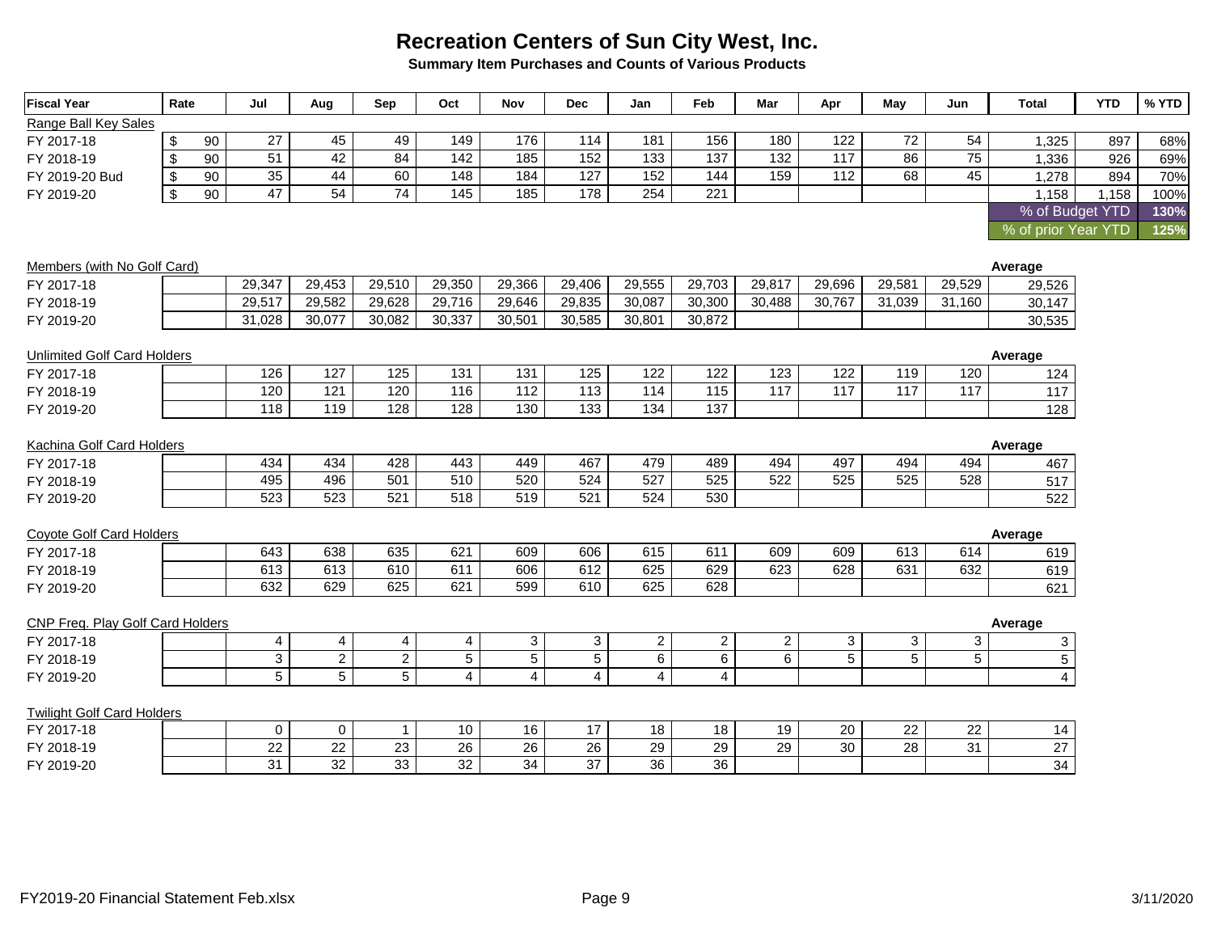# Recreation Centers of Sun City West, Inc.

**Summary Item Purchases and Counts of Various Products**

| Fiscal Year | Rate | Jul | Aug | Sep | Oct | Nov | Dec | Jan | Feb | Mar | Apr | May | Jun | Total | YTD | % YTD |
|---|---|---|---|---|---|---|---|---|---|---|---|---|---|---|---|---|
| Range Ball Key Sales | | | | | | | | | | | | | | | | |
| FY 2017-18 | $ 90 | 27 | 45 | 49 | 149 | 176 | 114 | 181 | 156 | 180 | 122 | 72 | 54 | 1,325 | 897 | 68% |
| FY 2018-19 | $ 90 | 51 | 42 | 84 | 142 | 185 | 152 | 133 | 137 | 132 | 117 | 86 | 75 | 1,336 | 926 | 69% |
| FY 2019-20 Bud | $ 90 | 35 | 44 | 60 | 148 | 184 | 127 | 152 | 144 | 159 | 112 | 68 | 45 | 1,278 | 894 | 70% |
| FY 2019-20 | $ 90 | 47 | 54 | 74 | 145 | 185 | 178 | 254 | 221 | | | | | 1,158 | 1,158 | 100% |
| | | | | | | | | | | | | | | % of Budget YTD | | 130% |
| | | | | | | | | | | | | | | % of prior Year YTD | | 125% |

| Members (with No Golf Card) | | Jul | Aug | Sep | Oct | Nov | Dec | Jan | Feb | Mar | Apr | May | Jun | Average |
|---|---|---|---|---|---|---|---|---|---|---|---|---|---|---|
| FY 2017-18 | | 29,347 | 29,453 | 29,510 | 29,350 | 29,366 | 29,406 | 29,555 | 29,703 | 29,817 | 29,696 | 29,581 | 29,529 | 29,526 |
| FY 2018-19 | | 29,517 | 29,582 | 29,628 | 29,716 | 29,646 | 29,835 | 30,087 | 30,300 | 30,488 | 30,767 | 31,039 | 31,160 | 30,147 |
| FY 2019-20 | | 31,028 | 30,077 | 30,082 | 30,337 | 30,501 | 30,585 | 30,801 | 30,872 | | | | | 30,535 |

| Unlimited Golf Card Holders | | Jul | Aug | Sep | Oct | Nov | Dec | Jan | Feb | Mar | Apr | May | Jun | Average |
|---|---|---|---|---|---|---|---|---|---|---|---|---|---|---|
| FY 2017-18 | | 126 | 127 | 125 | 131 | 131 | 125 | 122 | 122 | 123 | 122 | 119 | 120 | 124 |
| FY 2018-19 | | 120 | 121 | 120 | 116 | 112 | 113 | 114 | 115 | 117 | 117 | 117 | 117 | 117 |
| FY 2019-20 | | 118 | 119 | 128 | 128 | 130 | 133 | 134 | 137 | | | | | 128 |

| Kachina Golf Card Holders | | Jul | Aug | Sep | Oct | Nov | Dec | Jan | Feb | Mar | Apr | May | Jun | Average |
|---|---|---|---|---|---|---|---|---|---|---|---|---|---|---|
| FY 2017-18 | | 434 | 434 | 428 | 443 | 449 | 467 | 479 | 489 | 494 | 497 | 494 | 494 | 467 |
| FY 2018-19 | | 495 | 496 | 501 | 510 | 520 | 524 | 527 | 525 | 522 | 525 | 525 | 528 | 517 |
| FY 2019-20 | | 523 | 523 | 521 | 518 | 519 | 521 | 524 | 530 | | | | | 522 |

| Coyote Golf Card Holders | | Jul | Aug | Sep | Oct | Nov | Dec | Jan | Feb | Mar | Apr | May | Jun | Average |
|---|---|---|---|---|---|---|---|---|---|---|---|---|---|---|
| FY 2017-18 | | 643 | 638 | 635 | 621 | 609 | 606 | 615 | 611 | 609 | 609 | 613 | 614 | 619 |
| FY 2018-19 | | 613 | 613 | 610 | 611 | 606 | 612 | 625 | 629 | 623 | 628 | 631 | 632 | 619 |
| FY 2019-20 | | 632 | 629 | 625 | 621 | 599 | 610 | 625 | 628 | | | | | 621 |

| CNP Freq. Play Golf Card Holders | | Jul | Aug | Sep | Oct | Nov | Dec | Jan | Feb | Mar | Apr | May | Jun | Average |
|---|---|---|---|---|---|---|---|---|---|---|---|---|---|---|
| FY 2017-18 | | 4 | 4 | 4 | 4 | 3 | 3 | 2 | 2 | 2 | 3 | 3 | 3 | 3 |
| FY 2018-19 | | 3 | 2 | 2 | 5 | 5 | 5 | 6 | 6 | 6 | 5 | 5 | 5 | 5 |
| FY 2019-20 | | 5 | 5 | 5 | 4 | 4 | 4 | 4 | 4 | | | | | 4 |

| Twilight Golf Card Holders | | Jul | Aug | Sep | Oct | Nov | Dec | Jan | Feb | Mar | Apr | May | Jun | Average |
|---|---|---|---|---|---|---|---|---|---|---|---|---|---|---|
| FY 2017-18 | | 0 | 0 | 1 | 10 | 16 | 17 | 18 | 18 | 19 | 20 | 22 | 22 | 14 |
| FY 2018-19 | | 22 | 22 | 23 | 26 | 26 | 26 | 29 | 29 | 29 | 30 | 28 | 31 | 27 |
| FY 2019-20 | | 31 | 32 | 33 | 32 | 34 | 37 | 36 | 36 | | | | | 34 |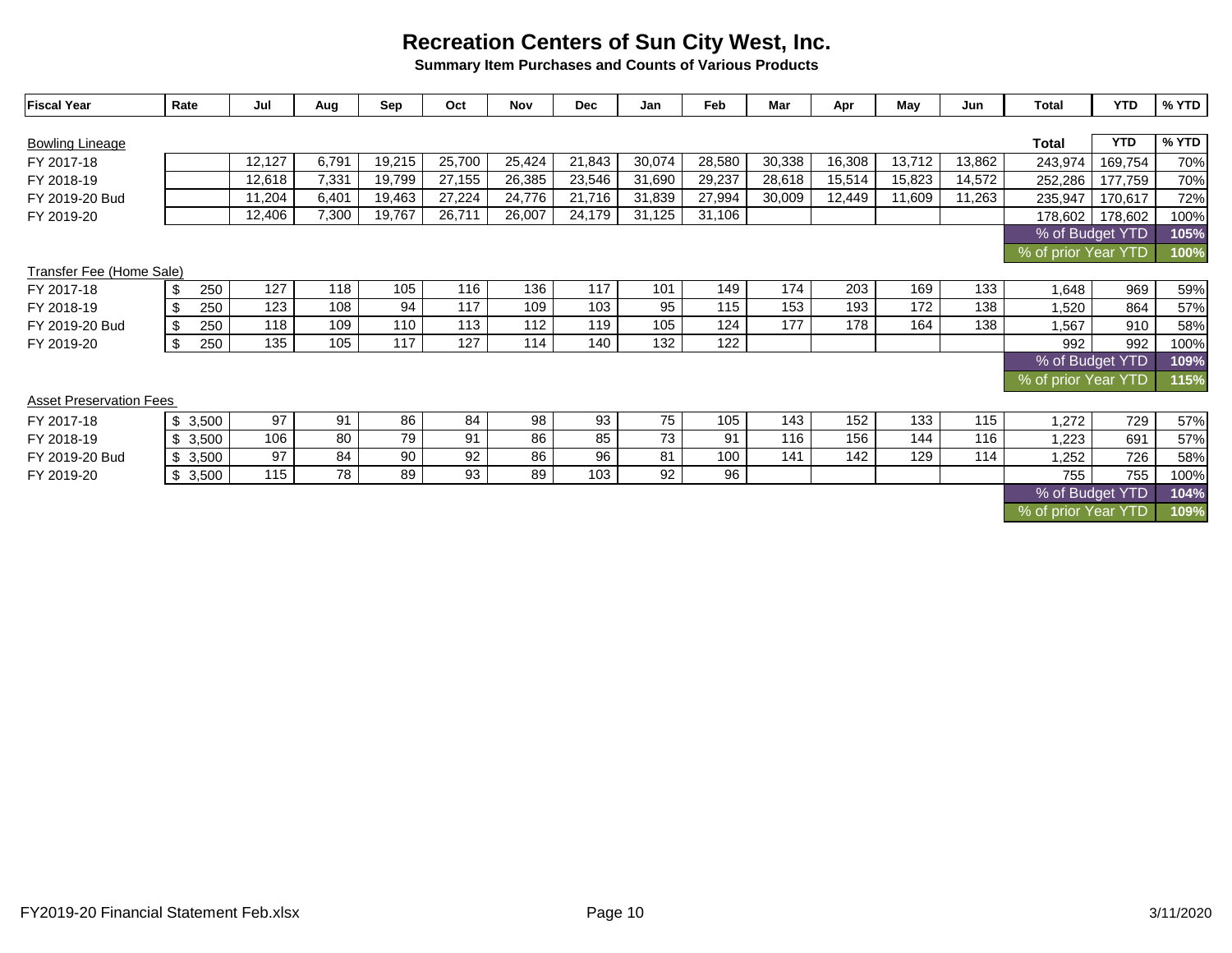# Recreation Centers of Sun City West, Inc.

**Summary Item Purchases and Counts of Various Products**

| Fiscal Year | Rate | Jul | Aug | Sep | Oct | Nov | Dec | Jan | Feb | Mar | Apr | May | Jun | Total | YTD | % YTD |
|---|---|---|---|---|---|---|---|---|---|---|---|---|---|---|---|---|
| Bowling Lineage | | | | | | | | | | | | | | Total | YTD | % YTD |
| FY 2017-18 | | 12,127 | 6,791 | 19,215 | 25,700 | 25,424 | 21,843 | 30,074 | 28,580 | 30,338 | 16,308 | 13,712 | 13,862 | 243,974 | 169,754 | 70% |
| FY 2018-19 | | 12,618 | 7,331 | 19,799 | 27,155 | 26,385 | 23,546 | 31,690 | 29,237 | 28,618 | 15,514 | 15,823 | 14,572 | 252,286 | 177,759 | 70% |
| FY 2019-20 Bud | | 11,204 | 6,401 | 19,463 | 27,224 | 24,776 | 21,716 | 31,839 | 27,994 | 30,009 | 12,449 | 11,609 | 11,263 | 235,947 | 170,617 | 72% |
| FY 2019-20 | | 12,406 | 7,300 | 19,767 | 26,711 | 26,007 | 24,179 | 31,125 | 31,106 | | | | | 178,602 | 178,602 | 100% |
| | | | | | | | | | | | | | | % of Budget YTD | | 105% |
| | | | | | | | | | | | | | | % of prior Year YTD | | 100% |
| Transfer Fee (Home Sale) | | | | | | | | | | | | | | | | |
| FY 2017-18 | $ 250 | 127 | 118 | 105 | 116 | 136 | 117 | 101 | 149 | 174 | 203 | 169 | 133 | 1,648 | 969 | 59% |
| FY 2018-19 | $ 250 | 123 | 108 | 94 | 117 | 109 | 103 | 95 | 115 | 153 | 193 | 172 | 138 | 1,520 | 864 | 57% |
| FY 2019-20 Bud | $ 250 | 118 | 109 | 110 | 113 | 112 | 119 | 105 | 124 | 177 | 178 | 164 | 138 | 1,567 | 910 | 58% |
| FY 2019-20 | $ 250 | 135 | 105 | 117 | 127 | 114 | 140 | 132 | 122 | | | | | 992 | 992 | 100% |
| | | | | | | | | | | | | | | % of Budget YTD | | 109% |
| | | | | | | | | | | | | | | % of prior Year YTD | | 115% |
| Asset Preservation Fees | | | | | | | | | | | | | | | | |
| FY 2017-18 | $ 3,500 | 97 | 91 | 86 | 84 | 98 | 93 | 75 | 105 | 143 | 152 | 133 | 115 | 1,272 | 729 | 57% |
| FY 2018-19 | $ 3,500 | 106 | 80 | 79 | 91 | 86 | 85 | 73 | 91 | 116 | 156 | 144 | 116 | 1,223 | 691 | 57% |
| FY 2019-20 Bud | $ 3,500 | 97 | 84 | 90 | 92 | 86 | 96 | 81 | 100 | 141 | 142 | 129 | 114 | 1,252 | 726 | 58% |
| FY 2019-20 | $ 3,500 | 115 | 78 | 89 | 93 | 89 | 103 | 92 | 96 | | | | | 755 | 755 | 100% |
| | | | | | | | | | | | | | | % of Budget YTD | | 104% |
| | | | | | | | | | | | | | | % of prior Year YTD | | 109% |

FY2019-20 Financial Statement Feb.xlsx

3/11/2020